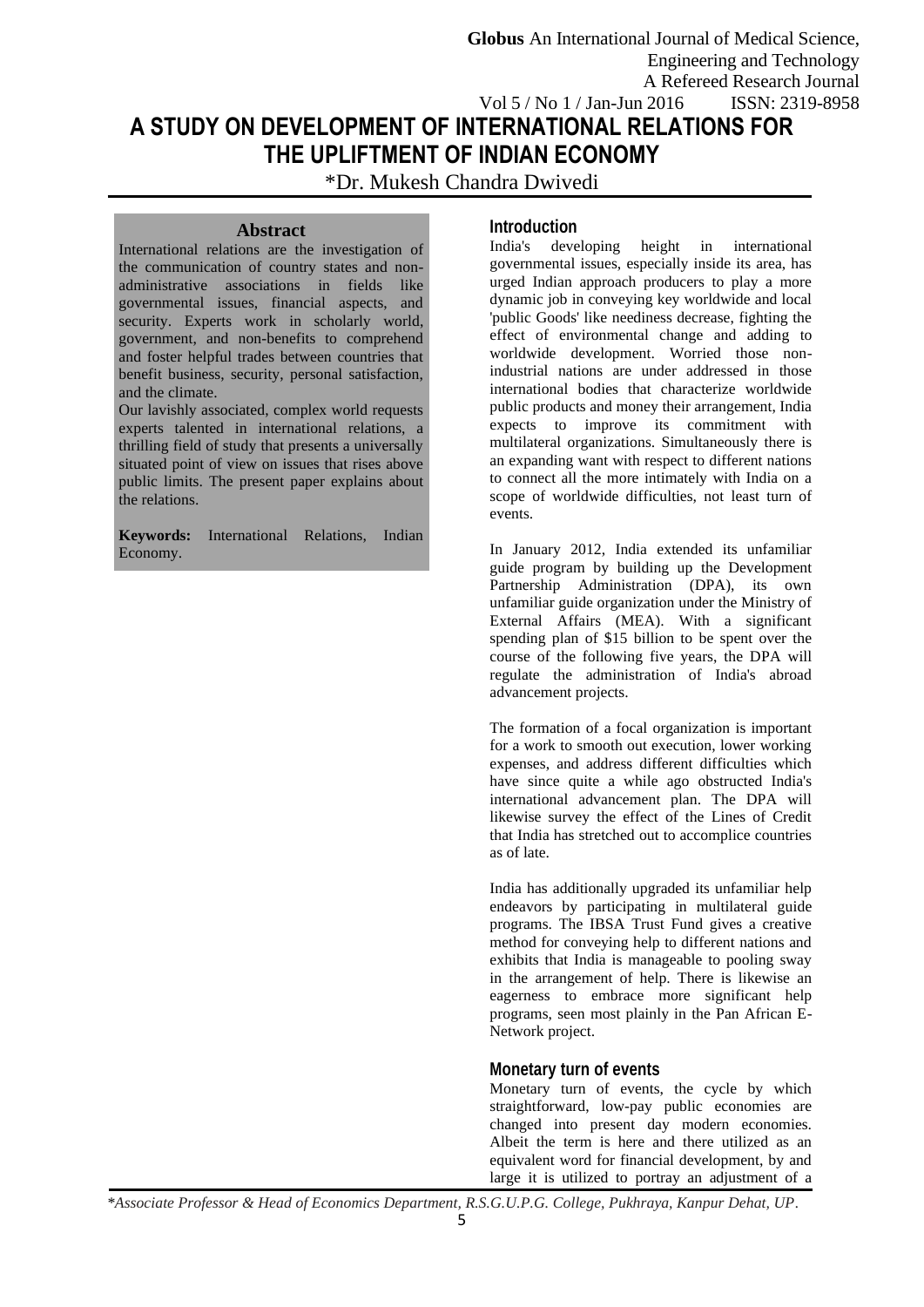# A STUDY ON DEVELOPMENT OF INTERNATIONAL RELATIONS FOR THE UPLIFTMENT OF INDIAN ECONOMY

*Dr. Mukesh Chandra Dwivedi

## Abstract

International relations are the investigation of the communication of country states and non-administrative associations in fields like governmental issues, financial aspects, and security. Experts work in scholarly world, government, and non-benefits to comprehend and foster helpful trades between countries that benefit business, security, personal satisfaction, and the climate.

Our lavishly associated, complex world requests experts talented in international relations, a thrilling field of study that presents a universally situated point of view on issues that rises above public limits. The present paper explains about the relations.

**Keywords:** International Relations, Indian Economy.

## Introduction

India's developing height in international governmental issues, especially inside its area, has urged Indian approach producers to play a more dynamic job in conveying key worldwide and local 'public Goods' like neediness decrease, fighting the effect of environmental change and adding to worldwide development. Worried those non-industrial nations are under addressed in those international bodies that characterize worldwide public products and money their arrangement, India expects to improve its commitment with multilateral organizations. Simultaneously there is an expanding want with respect to different nations to connect all the more intimately with India on a scope of worldwide difficulties, not least turn of events.

In January 2012, India extended its unfamiliar guide program by building up the Development Partnership Administration (DPA), its own unfamiliar guide organization under the Ministry of External Affairs (MEA). With a significant spending plan of $15 billion to be spent over the course of the following five years, the DPA will regulate the administration of India's abroad advancement projects.

The formation of a focal organization is important for a work to smooth out execution, lower working expenses, and address different difficulties which have since quite a while ago obstructed India's international advancement plan. The DPA will likewise survey the effect of the Lines of Credit that India has stretched out to accomplice countries as of late.

India has additionally upgraded its unfamiliar help endeavors by participating in multilateral guide programs. The IBSA Trust Fund gives a creative method for conveying help to different nations and exhibits that India is manageable to pooling sway in the arrangement of help. There is likewise an eagerness to embrace more significant help programs, seen most plainly in the Pan African E-Network project.

## Monetary turn of events

Monetary turn of events, the cycle by which straightforward, low-pay public economies are changed into present day modern economies. Albeit the term is here and there utilized as an equivalent word for financial development, by and large it is utilized to portray an adjustment of a

*Associate Professor & Head of Economics Department, R.S.G.U.P.G. College, Pukhraya, Kanpur Dehat, UP.*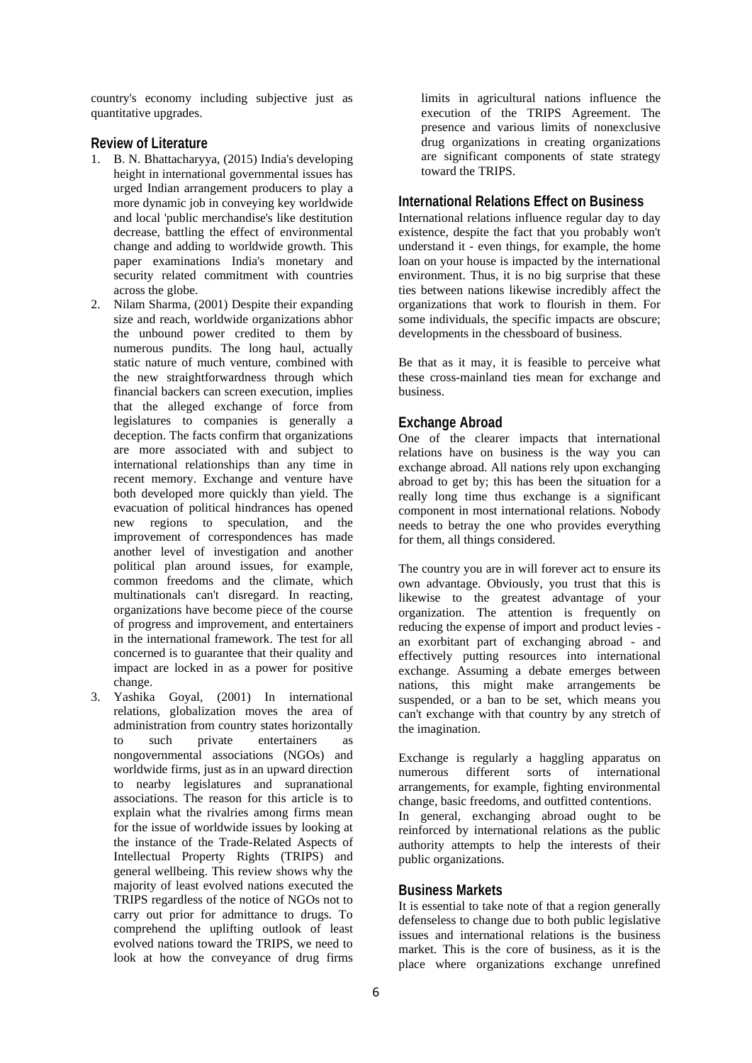country's economy including subjective just as quantitative upgrades.

## Review of Literature

1. B. N. Bhattacharyya, (2015) India's developing height in international governmental issues has urged Indian arrangement producers to play a more dynamic job in conveying key worldwide and local 'public merchandise's like destitution decrease, battling the effect of environmental change and adding to worldwide growth. This paper examinations India's monetary and security related commitment with countries across the globe.
2. Nilam Sharma, (2001) Despite their expanding size and reach, worldwide organizations abhor the unbound power credited to them by numerous pundits. The long haul, actually static nature of much venture, combined with the new straightforwardness through which financial backers can screen execution, implies that the alleged exchange of force from legislatures to companies is generally a deception. The facts confirm that organizations are more associated with and subject to international relationships than any time in recent memory. Exchange and venture have both developed more quickly than yield. The evacuation of political hindrances has opened new regions to speculation, and the improvement of correspondences has made another level of investigation and another political plan around issues, for example, common freedoms and the climate, which multinationals can't disregard. In reacting, organizations have become piece of the course of progress and improvement, and entertainers in the international framework. The test for all concerned is to guarantee that their quality and impact are locked in as a power for positive change.
3. Yashika Goyal, (2001) In international relations, globalization moves the area of administration from country states horizontally to such private entertainers as nongovernmental associations (NGOs) and worldwide firms, just as in an upward direction to nearby legislatures and supranational associations. The reason for this article is to explain what the rivalries among firms mean for the issue of worldwide issues by looking at the instance of the Trade-Related Aspects of Intellectual Property Rights (TRIPS) and general wellbeing. This review shows why the majority of least evolved nations executed the TRIPS regardless of the notice of NGOs not to carry out prior for admittance to drugs. To comprehend the uplifting outlook of least evolved nations toward the TRIPS, we need to look at how the conveyance of drug firms limits in agricultural nations influence the execution of the TRIPS Agreement. The presence and various limits of nonexclusive drug organizations in creating organizations are significant components of state strategy toward the TRIPS.

## International Relations Effect on Business

International relations influence regular day to day existence, despite the fact that you probably won't understand it - even things, for example, the home loan on your house is impacted by the international environment. Thus, it is no big surprise that these ties between nations likewise incredibly affect the organizations that work to flourish in them. For some individuals, the specific impacts are obscure; developments in the chessboard of business.

Be that as it may, it is feasible to perceive what these cross-mainland ties mean for exchange and business.

## Exchange Abroad

One of the clearer impacts that international relations have on business is the way you can exchange abroad. All nations rely upon exchanging abroad to get by; this has been the situation for a really long time thus exchange is a significant component in most international relations. Nobody needs to betray the one who provides everything for them, all things considered.

The country you are in will forever act to ensure its own advantage. Obviously, you trust that this is likewise to the greatest advantage of your organization. The attention is frequently on reducing the expense of import and product levies - an exorbitant part of exchanging abroad - and effectively putting resources into international exchange. Assuming a debate emerges between nations, this might make arrangements be suspended, or a ban to be set, which means you can't exchange with that country by any stretch of the imagination.

Exchange is regularly a haggling apparatus on numerous different sorts of international arrangements, for example, fighting environmental change, basic freedoms, and outfitted contentions. In general, exchanging abroad ought to be reinforced by international relations as the public authority attempts to help the interests of their public organizations.

## Business Markets

It is essential to take note of that a region generally defenseless to change due to both public legislative issues and international relations is the business market. This is the core of business, as it is the place where organizations exchange unrefined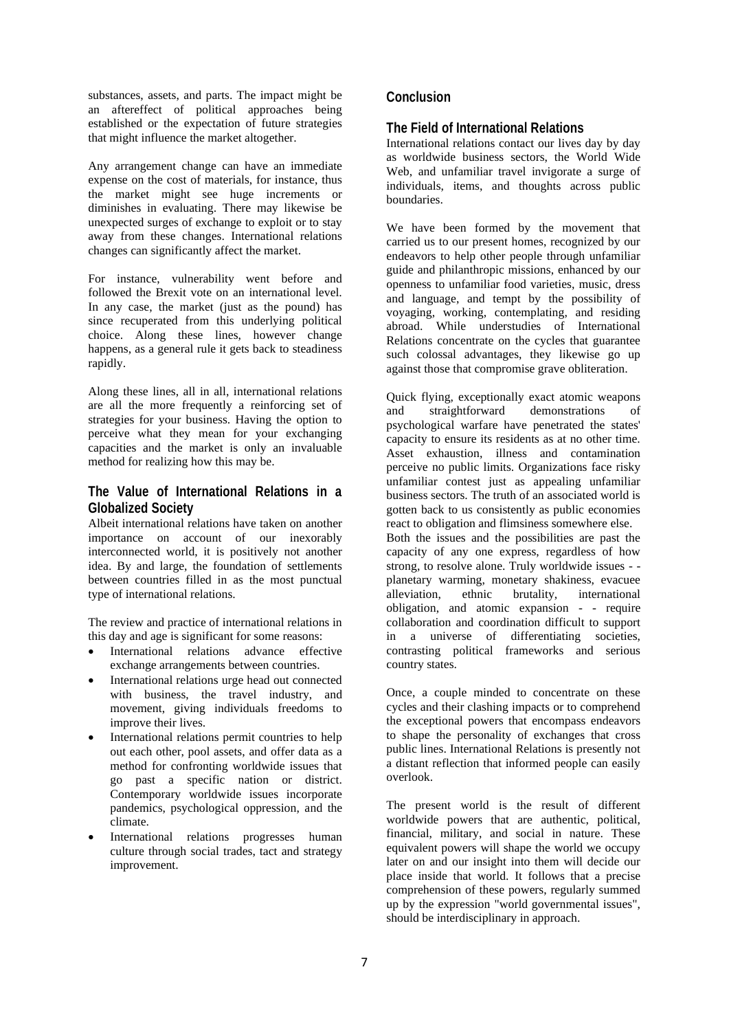substances, assets, and parts. The impact might be an aftereffect of political approaches being established or the expectation of future strategies that might influence the market altogether.

Any arrangement change can have an immediate expense on the cost of materials, for instance, thus the market might see huge increments or diminishes in evaluating. There may likewise be unexpected surges of exchange to exploit or to stay away from these changes. International relations changes can significantly affect the market.

For instance, vulnerability went before and followed the Brexit vote on an international level. In any case, the market (just as the pound) has since recuperated from this underlying political choice. Along these lines, however change happens, as a general rule it gets back to steadiness rapidly.

Along these lines, all in all, international relations are all the more frequently a reinforcing set of strategies for your business. Having the option to perceive what they mean for your exchanging capacities and the market is only an invaluable method for realizing how this may be.

## The Value of International Relations in a Globalized Society

Albeit international relations have taken on another importance on account of our inexorably interconnected world, it is positively not another idea. By and large, the foundation of settlements between countries filled in as the most punctual type of international relations.

The review and practice of international relations in this day and age is significant for some reasons:

- International relations advance effective exchange arrangements between countries.
- International relations urge head out connected with business, the travel industry, and movement, giving individuals freedoms to improve their lives.
- International relations permit countries to help out each other, pool assets, and offer data as a method for confronting worldwide issues that go past a specific nation or district. Contemporary worldwide issues incorporate pandemics, psychological oppression, and the climate.
- International relations progresses human culture through social trades, tact and strategy improvement.

## Conclusion

## The Field of International Relations

International relations contact our lives day by day as worldwide business sectors, the World Wide Web, and unfamiliar travel invigorate a surge of individuals, items, and thoughts across public boundaries.

We have been formed by the movement that carried us to our present homes, recognized by our endeavors to help other people through unfamiliar guide and philanthropic missions, enhanced by our openness to unfamiliar food varieties, music, dress and language, and tempt by the possibility of voyaging, working, contemplating, and residing abroad. While understudies of International Relations concentrate on the cycles that guarantee such colossal advantages, they likewise go up against those that compromise grave obliteration.

Quick flying, exceptionally exact atomic weapons and straightforward demonstrations of psychological warfare have penetrated the states' capacity to ensure its residents as at no other time. Asset exhaustion, illness and contamination perceive no public limits. Organizations face risky unfamiliar contest just as appealing unfamiliar business sectors. The truth of an associated world is gotten back to us consistently as public economies react to obligation and flimsiness somewhere else.
Both the issues and the possibilities are past the capacity of any one express, regardless of how strong, to resolve alone. Truly worldwide issues - - planetary warming, monetary shakiness, evacuee alleviation, ethnic brutality, international obligation, and atomic expansion - - require collaboration and coordination difficult to support in a universe of differentiating societies, contrasting political frameworks and serious country states.

Once, a couple minded to concentrate on these cycles and their clashing impacts or to comprehend the exceptional powers that encompass endeavors to shape the personality of exchanges that cross public lines. International Relations is presently not a distant reflection that informed people can easily overlook.

The present world is the result of different worldwide powers that are authentic, political, financial, military, and social in nature. These equivalent powers will shape the world we occupy later on and our insight into them will decide our place inside that world. It follows that a precise comprehension of these powers, regularly summed up by the expression "world governmental issues", should be interdisciplinary in approach.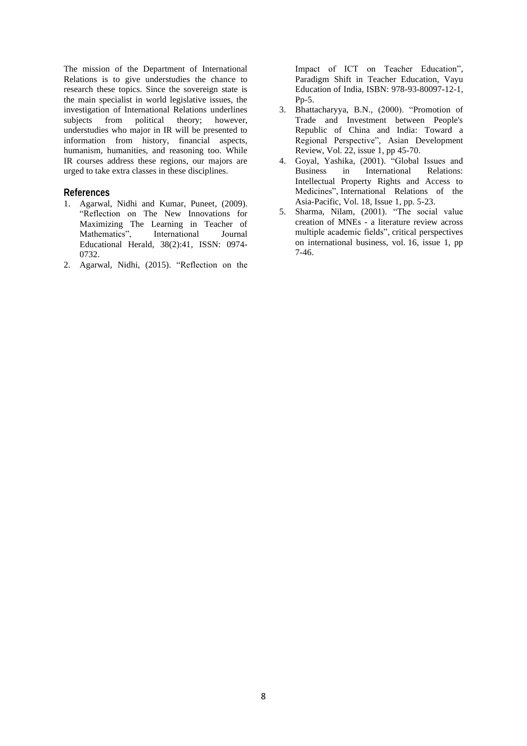The mission of the Department of International Relations is to give understudies the chance to research these topics. Since the sovereign state is the main specialist in world legislative issues, the investigation of International Relations underlines subjects from political theory; however, understudies who major in IR will be presented to information from history, financial aspects, humanism, humanities, and reasoning too. While IR courses address these regions, our majors are urged to take extra classes in these disciplines.

## References

1. Agarwal, Nidhi and Kumar, Puneet, (2009). "Reflection on The New Innovations for Maximizing The Learning in Teacher of Mathematics", International Journal Educational Herald, 38(2):41, ISSN: 0974-0732.
2. Agarwal, Nidhi, (2015). "Reflection on the Impact of ICT on Teacher Education", Paradigm Shift in Teacher Education, Vayu Education of India, ISBN: 978-93-80097-12-1, Pp-5.
3. Bhattacharyya, B.N., (2000). "Promotion of Trade and Investment between People's Republic of China and India: Toward a Regional Perspective", Asian Development Review, Vol. 22, issue 1, pp 45-70.
4. Goyal, Yashika, (2001). "Global Issues and Business in International Relations: Intellectual Property Rights and Access to Medicines", International Relations of the Asia-Pacific, Vol. 18, Issue 1, pp. 5-23.
5. Sharma, Nilam, (2001). "The social value creation of MNEs - a literature review across multiple academic fields", critical perspectives on international business, vol. 16, issue 1, pp 7-46.